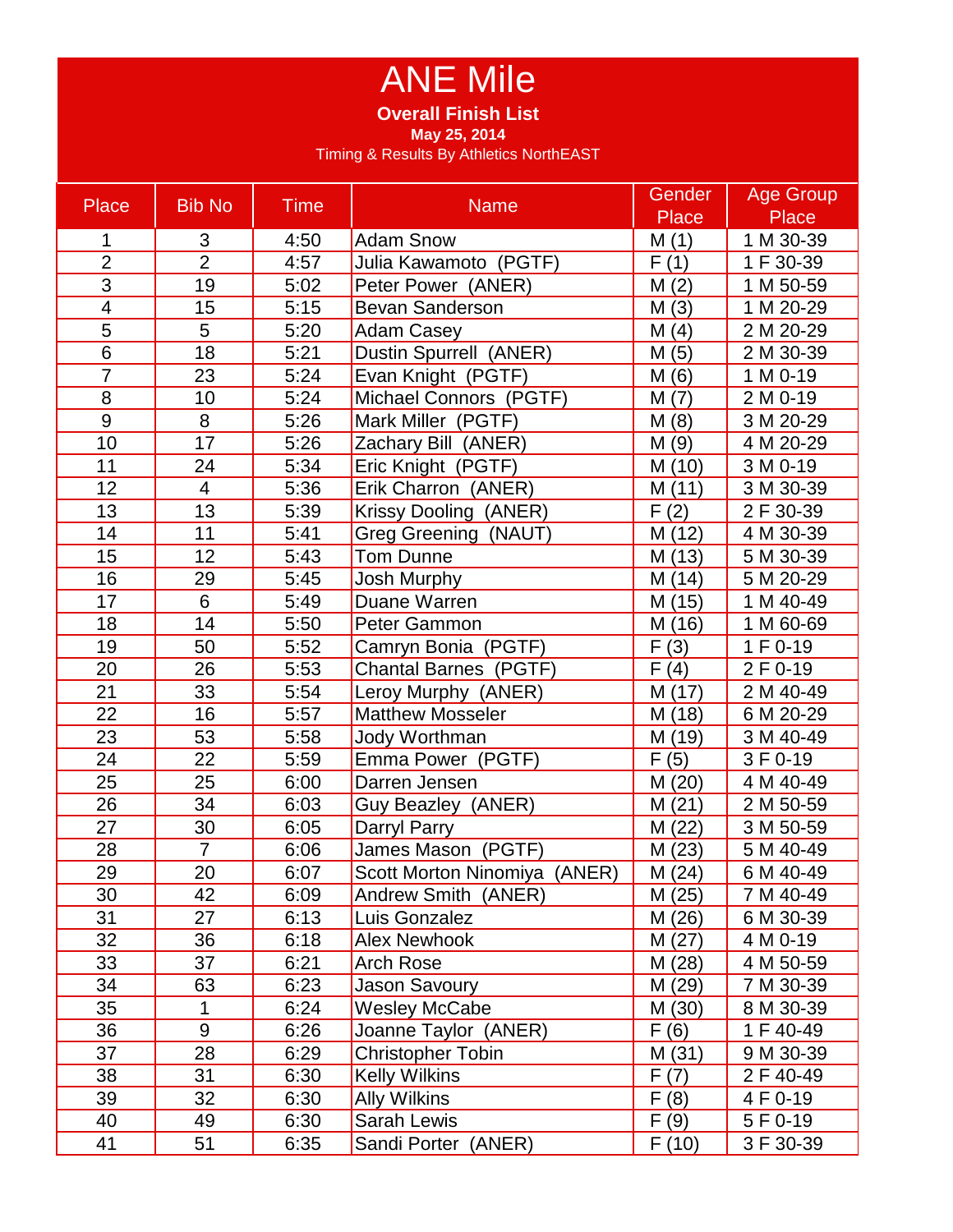# ANE Mile

**Overall Finish List**

**May 25, 2014**

Timing & Results By Athletics NorthEAST

| Place | Bib No | Time | Name | Gender Place | Age Group Place |
|---|---|---|---|---|---|
| 1 | 3 | 4:50 | Adam Snow | M (1) | 1 M 30-39 |
| 2 | 2 | 4:57 | Julia Kawamoto (PGTF) | F (1) | 1 F 30-39 |
| 3 | 19 | 5:02 | Peter Power (ANER) | M (2) | 1 M 50-59 |
| 4 | 15 | 5:15 | Bevan Sanderson | M (3) | 1 M 20-29 |
| 5 | 5 | 5:20 | Adam Casey | M (4) | 2 M 20-29 |
| 6 | 18 | 5:21 | Dustin Spurrell (ANER) | M (5) | 2 M 30-39 |
| 7 | 23 | 5:24 | Evan Knight (PGTF) | M (6) | 1 M 0-19 |
| 8 | 10 | 5:24 | Michael Connors (PGTF) | M (7) | 2 M 0-19 |
| 9 | 8 | 5:26 | Mark Miller (PGTF) | M (8) | 3 M 20-29 |
| 10 | 17 | 5:26 | Zachary Bill (ANER) | M (9) | 4 M 20-29 |
| 11 | 24 | 5:34 | Eric Knight (PGTF) | M (10) | 3 M 0-19 |
| 12 | 4 | 5:36 | Erik Charron (ANER) | M (11) | 3 M 30-39 |
| 13 | 13 | 5:39 | Krissy Dooling (ANER) | F (2) | 2 F 30-39 |
| 14 | 11 | 5:41 | Greg Greening (NAUT) | M (12) | 4 M 30-39 |
| 15 | 12 | 5:43 | Tom Dunne | M (13) | 5 M 30-39 |
| 16 | 29 | 5:45 | Josh Murphy | M (14) | 5 M 20-29 |
| 17 | 6 | 5:49 | Duane Warren | M (15) | 1 M 40-49 |
| 18 | 14 | 5:50 | Peter Gammon | M (16) | 1 M 60-69 |
| 19 | 50 | 5:52 | Camryn Bonia (PGTF) | F (3) | 1 F 0-19 |
| 20 | 26 | 5:53 | Chantal Barnes (PGTF) | F (4) | 2 F 0-19 |
| 21 | 33 | 5:54 | Leroy Murphy (ANER) | M (17) | 2 M 40-49 |
| 22 | 16 | 5:57 | Matthew Mosseler | M (18) | 6 M 20-29 |
| 23 | 53 | 5:58 | Jody Worthman | M (19) | 3 M 40-49 |
| 24 | 22 | 5:59 | Emma Power (PGTF) | F (5) | 3 F 0-19 |
| 25 | 25 | 6:00 | Darren Jensen | M (20) | 4 M 40-49 |
| 26 | 34 | 6:03 | Guy Beazley (ANER) | M (21) | 2 M 50-59 |
| 27 | 30 | 6:05 | Darryl Parry | M (22) | 3 M 50-59 |
| 28 | 7 | 6:06 | James Mason (PGTF) | M (23) | 5 M 40-49 |
| 29 | 20 | 6:07 | Scott Morton Ninomiya (ANER) | M (24) | 6 M 40-49 |
| 30 | 42 | 6:09 | Andrew Smith (ANER) | M (25) | 7 M 40-49 |
| 31 | 27 | 6:13 | Luis Gonzalez | M (26) | 6 M 30-39 |
| 32 | 36 | 6:18 | Alex Newhook | M (27) | 4 M 0-19 |
| 33 | 37 | 6:21 | Arch Rose | M (28) | 4 M 50-59 |
| 34 | 63 | 6:23 | Jason Savoury | M (29) | 7 M 30-39 |
| 35 | 1 | 6:24 | Wesley McCabe | M (30) | 8 M 30-39 |
| 36 | 9 | 6:26 | Joanne Taylor (ANER) | F (6) | 1 F 40-49 |
| 37 | 28 | 6:29 | Christopher Tobin | M (31) | 9 M 30-39 |
| 38 | 31 | 6:30 | Kelly Wilkins | F (7) | 2 F 40-49 |
| 39 | 32 | 6:30 | Ally Wilkins | F (8) | 4 F 0-19 |
| 40 | 49 | 6:30 | Sarah Lewis | F (9) | 5 F 0-19 |
| 41 | 51 | 6:35 | Sandi Porter (ANER) | F (10) | 3 F 30-39 |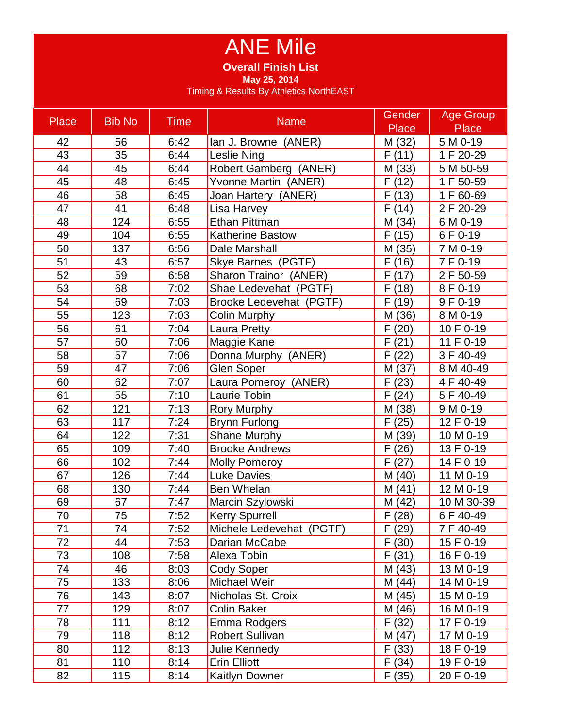# ANE Mile

**Overall Finish List**

**May 25, 2014**

Timing & Results By Athletics NorthEAST

| Place | Bib No | Time | Name | Gender Place | Age Group Place |
|---|---|---|---|---|---|
| 42 | 56 | 6:42 | Ian J. Browne (ANER) | M (32) | 5 M 0-19 |
| 43 | 35 | 6:44 | Leslie Ning | F (11) | 1 F 20-29 |
| 44 | 45 | 6:44 | Robert Gamberg (ANER) | M (33) | 5 M 50-59 |
| 45 | 48 | 6:45 | Yvonne Martin (ANER) | F (12) | 1 F 50-59 |
| 46 | 58 | 6:45 | Joan Hartery (ANER) | F (13) | 1 F 60-69 |
| 47 | 41 | 6:48 | Lisa Harvey | F (14) | 2 F 20-29 |
| 48 | 124 | 6:55 | Ethan Pittman | M (34) | 6 M 0-19 |
| 49 | 104 | 6:55 | Katherine Bastow | F (15) | 6 F 0-19 |
| 50 | 137 | 6:56 | Dale Marshall | M (35) | 7 M 0-19 |
| 51 | 43 | 6:57 | Skye Barnes (PGTF) | F (16) | 7 F 0-19 |
| 52 | 59 | 6:58 | Sharon Trainor (ANER) | F (17) | 2 F 50-59 |
| 53 | 68 | 7:02 | Shae Ledevehat (PGTF) | F (18) | 8 F 0-19 |
| 54 | 69 | 7:03 | Brooke Ledevehat (PGTF) | F (19) | 9 F 0-19 |
| 55 | 123 | 7:03 | Colin Murphy | M (36) | 8 M 0-19 |
| 56 | 61 | 7:04 | Laura Pretty | F (20) | 10 F 0-19 |
| 57 | 60 | 7:06 | Maggie Kane | F (21) | 11 F 0-19 |
| 58 | 57 | 7:06 | Donna Murphy (ANER) | F (22) | 3 F 40-49 |
| 59 | 47 | 7:06 | Glen Soper | M (37) | 8 M 40-49 |
| 60 | 62 | 7:07 | Laura Pomeroy (ANER) | F (23) | 4 F 40-49 |
| 61 | 55 | 7:10 | Laurie Tobin | F (24) | 5 F 40-49 |
| 62 | 121 | 7:13 | Rory Murphy | M (38) | 9 M 0-19 |
| 63 | 117 | 7:24 | Brynn Furlong | F (25) | 12 F 0-19 |
| 64 | 122 | 7:31 | Shane Murphy | M (39) | 10 M 0-19 |
| 65 | 109 | 7:40 | Brooke Andrews | F (26) | 13 F 0-19 |
| 66 | 102 | 7:44 | Molly Pomeroy | F (27) | 14 F 0-19 |
| 67 | 126 | 7:44 | Luke Davies | M (40) | 11 M 0-19 |
| 68 | 130 | 7:44 | Ben Whelan | M (41) | 12 M 0-19 |
| 69 | 67 | 7:47 | Marcin Szylowski | M (42) | 10 M 30-39 |
| 70 | 75 | 7:52 | Kerry Spurrell | F (28) | 6 F 40-49 |
| 71 | 74 | 7:52 | Michele Ledevehat (PGTF) | F (29) | 7 F 40-49 |
| 72 | 44 | 7:53 | Darian McCabe | F (30) | 15 F 0-19 |
| 73 | 108 | 7:58 | Alexa Tobin | F (31) | 16 F 0-19 |
| 74 | 46 | 8:03 | Cody Soper | M (43) | 13 M 0-19 |
| 75 | 133 | 8:06 | Michael Weir | M (44) | 14 M 0-19 |
| 76 | 143 | 8:07 | Nicholas St. Croix | M (45) | 15 M 0-19 |
| 77 | 129 | 8:07 | Colin Baker | M (46) | 16 M 0-19 |
| 78 | 111 | 8:12 | Emma Rodgers | F (32) | 17 F 0-19 |
| 79 | 118 | 8:12 | Robert Sullivan | M (47) | 17 M 0-19 |
| 80 | 112 | 8:13 | Julie Kennedy | F (33) | 18 F 0-19 |
| 81 | 110 | 8:14 | Erin Elliott | F (34) | 19 F 0-19 |
| 82 | 115 | 8:14 | Kaitlyn Downer | F (35) | 20 F 0-19 |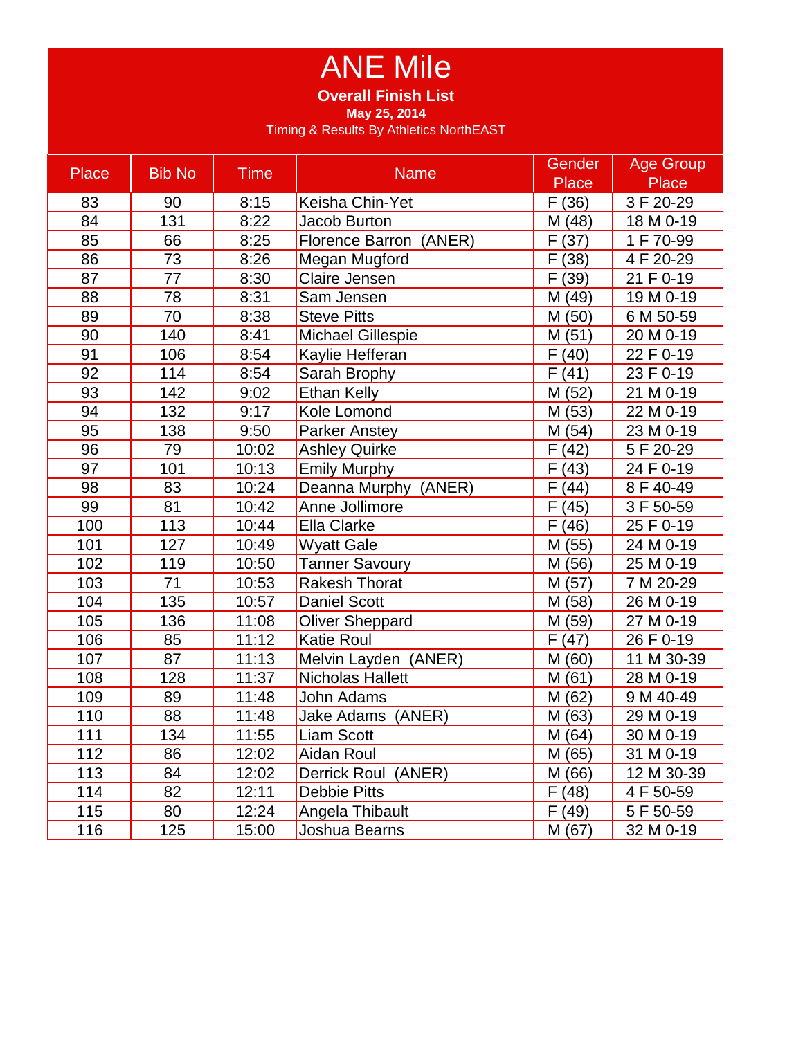# ANE Mile

**Overall Finish List**

**May 25, 2014**

Timing & Results By Athletics NorthEAST

| Place | Bib No | Time | Name | Gender Place | Age Group Place |
|---|---|---|---|---|---|
| 83 | 90 | 8:15 | Keisha Chin-Yet | F (36) | 3 F 20-29 |
| 84 | 131 | 8:22 | Jacob Burton | M (48) | 18 M 0-19 |
| 85 | 66 | 8:25 | Florence Barron  (ANER) | F (37) | 1 F 70-99 |
| 86 | 73 | 8:26 | Megan Mugford | F (38) | 4 F 20-29 |
| 87 | 77 | 8:30 | Claire Jensen | F (39) | 21 F 0-19 |
| 88 | 78 | 8:31 | Sam Jensen | M (49) | 19 M 0-19 |
| 89 | 70 | 8:38 | Steve Pitts | M (50) | 6 M 50-59 |
| 90 | 140 | 8:41 | Michael Gillespie | M (51) | 20 M 0-19 |
| 91 | 106 | 8:54 | Kaylie Hefferan | F (40) | 22 F 0-19 |
| 92 | 114 | 8:54 | Sarah Brophy | F (41) | 23 F 0-19 |
| 93 | 142 | 9:02 | Ethan Kelly | M (52) | 21 M 0-19 |
| 94 | 132 | 9:17 | Kole Lomond | M (53) | 22 M 0-19 |
| 95 | 138 | 9:50 | Parker Anstey | M (54) | 23 M 0-19 |
| 96 | 79 | 10:02 | Ashley Quirke | F (42) | 5 F 20-29 |
| 97 | 101 | 10:13 | Emily Murphy | F (43) | 24 F 0-19 |
| 98 | 83 | 10:24 | Deanna Murphy  (ANER) | F (44) | 8 F 40-49 |
| 99 | 81 | 10:42 | Anne Jollimore | F (45) | 3 F 50-59 |
| 100 | 113 | 10:44 | Ella Clarke | F (46) | 25 F 0-19 |
| 101 | 127 | 10:49 | Wyatt Gale | M (55) | 24 M 0-19 |
| 102 | 119 | 10:50 | Tanner Savoury | M (56) | 25 M 0-19 |
| 103 | 71 | 10:53 | Rakesh Thorat | M (57) | 7 M 20-29 |
| 104 | 135 | 10:57 | Daniel Scott | M (58) | 26 M 0-19 |
| 105 | 136 | 11:08 | Oliver Sheppard | M (59) | 27 M 0-19 |
| 106 | 85 | 11:12 | Katie Roul | F (47) | 26 F 0-19 |
| 107 | 87 | 11:13 | Melvin Layden  (ANER) | M (60) | 11 M 30-39 |
| 108 | 128 | 11:37 | Nicholas Hallett | M (61) | 28 M 0-19 |
| 109 | 89 | 11:48 | John Adams | M (62) | 9 M 40-49 |
| 110 | 88 | 11:48 | Jake Adams  (ANER) | M (63) | 29 M 0-19 |
| 111 | 134 | 11:55 | Liam Scott | M (64) | 30 M 0-19 |
| 112 | 86 | 12:02 | Aidan Roul | M (65) | 31 M 0-19 |
| 113 | 84 | 12:02 | Derrick Roul  (ANER) | M (66) | 12 M 30-39 |
| 114 | 82 | 12:11 | Debbie Pitts | F (48) | 4 F 50-59 |
| 115 | 80 | 12:24 | Angela Thibault | F (49) | 5 F 50-59 |
| 116 | 125 | 15:00 | Joshua Bearns | M (67) | 32 M 0-19 |